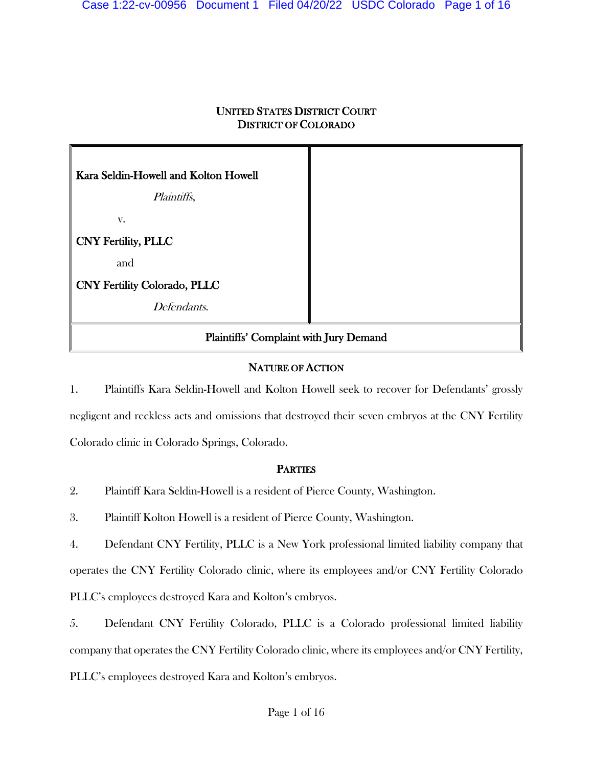UNITED STATES DISTRICT COURT
DISTRICT OF COLORADO

| **Kara Seldin-Howell and Kolton Howell**<br><br>*Plaintiffs*,<br><br>v.<br><br>**CNY Fertility, PLLC**<br><br>and<br><br>**CNY Fertility Colorado, PLLC**<br><br>*Defendants*. | |
|---|---|

**Plaintiffs' Complaint with Jury Demand**

## NATURE OF ACTION

1. Plaintiffs Kara Seldin-Howell and Kolton Howell seek to recover for Defendants' grossly negligent and reckless acts and omissions that destroyed their seven embryos at the CNY Fertility Colorado clinic in Colorado Springs, Colorado.

## PARTIES

2. Plaintiff Kara Seldin-Howell is a resident of Pierce County, Washington.

3. Plaintiff Kolton Howell is a resident of Pierce County, Washington.

4. Defendant CNY Fertility, PLLC is a New York professional limited liability company that operates the CNY Fertility Colorado clinic, where its employees and/or CNY Fertility Colorado PLLC's employees destroyed Kara and Kolton's embryos.

5. Defendant CNY Fertility Colorado, PLLC is a Colorado professional limited liability company that operates the CNY Fertility Colorado clinic, where its employees and/or CNY Fertility, PLLC's employees destroyed Kara and Kolton's embryos.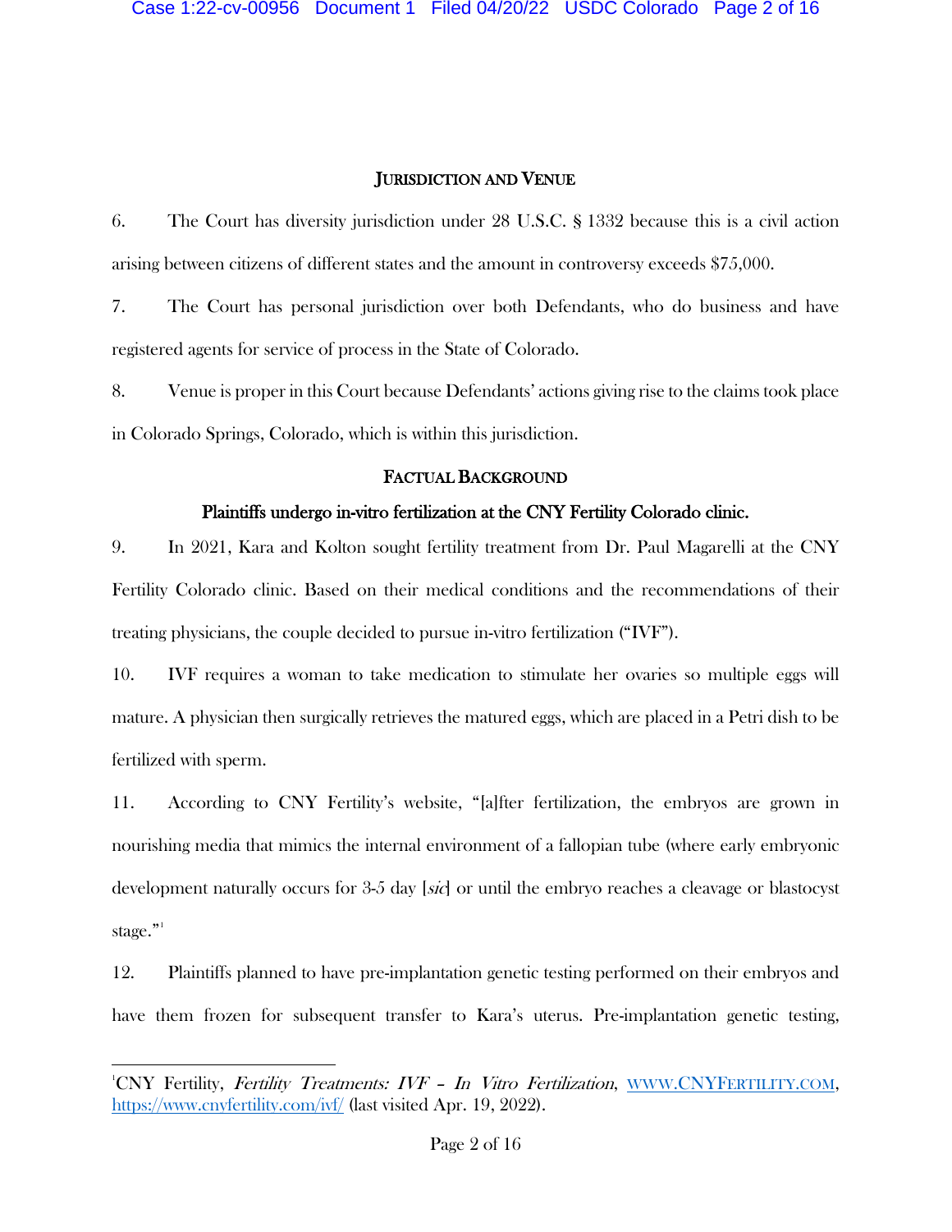## JURISDICTION AND VENUE

6. The Court has diversity jurisdiction under 28 U.S.C. § 1332 because this is a civil action arising between citizens of different states and the amount in controversy exceeds $75,000.

7. The Court has personal jurisdiction over both Defendants, who do business and have registered agents for service of process in the State of Colorado.

8. Venue is proper in this Court because Defendants' actions giving rise to the claims took place in Colorado Springs, Colorado, which is within this jurisdiction.

## FACTUAL BACKGROUND

### Plaintiffs undergo in-vitro fertilization at the CNY Fertility Colorado clinic.

9. In 2021, Kara and Kolton sought fertility treatment from Dr. Paul Magarelli at the CNY Fertility Colorado clinic. Based on their medical conditions and the recommendations of their treating physicians, the couple decided to pursue in-vitro fertilization ("IVF").

10. IVF requires a woman to take medication to stimulate her ovaries so multiple eggs will mature. A physician then surgically retrieves the matured eggs, which are placed in a Petri dish to be fertilized with sperm.

11. According to CNY Fertility's website, "[a]fter fertilization, the embryos are grown in nourishing media that mimics the internal environment of a fallopian tube (where early embryonic development naturally occurs for 3-5 day [*sic*] or until the embryo reaches a cleavage or blastocyst stage."[1]

12. Plaintiffs planned to have pre-implantation genetic testing performed on their embryos and have them frozen for subsequent transfer to Kara's uterus. Pre-implantation genetic testing,

[1] CNY Fertility, *Fertility Treatments: IVF – In Vitro Fertilization*, WWW.CNYFERTILITY.COM, https://www.cnyfertility.com/ivf/ (last visited Apr. 19, 2022).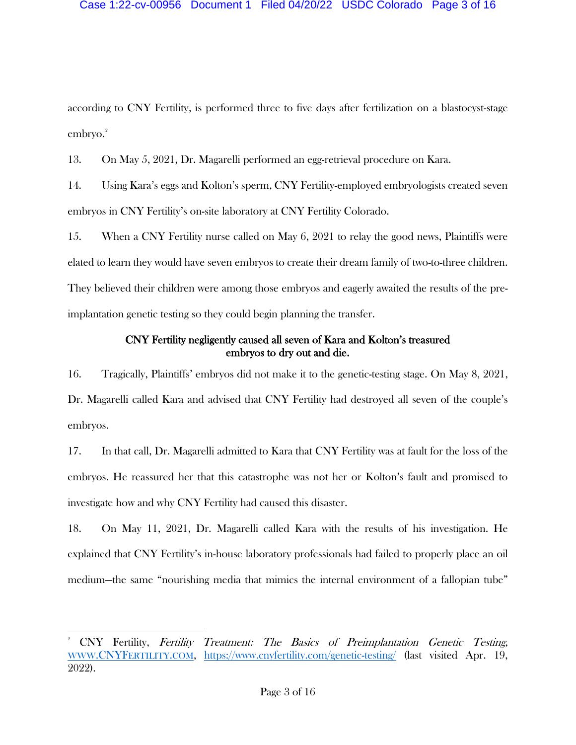according to CNY Fertility, is performed three to five days after fertilization on a blastocyst-stage embryo.[2]

13. On May 5, 2021, Dr. Magarelli performed an egg-retrieval procedure on Kara.

14. Using Kara's eggs and Kolton's sperm, CNY Fertility-employed embryologists created seven embryos in CNY Fertility's on-site laboratory at CNY Fertility Colorado.

15. When a CNY Fertility nurse called on May 6, 2021 to relay the good news, Plaintiffs were elated to learn they would have seven embryos to create their dream family of two-to-three children. They believed their children were among those embryos and eagerly awaited the results of the pre-implantation genetic testing so they could begin planning the transfer.

**CNY Fertility negligently caused all seven of Kara and Kolton's treasured embryos to dry out and die.**

16. Tragically, Plaintiffs' embryos did not make it to the genetic-testing stage. On May 8, 2021, Dr. Magarelli called Kara and advised that CNY Fertility had destroyed all seven of the couple's embryos.

17. In that call, Dr. Magarelli admitted to Kara that CNY Fertility was at fault for the loss of the embryos. He reassured her that this catastrophe was not her or Kolton's fault and promised to investigate how and why CNY Fertility had caused this disaster.

18. On May 11, 2021, Dr. Magarelli called Kara with the results of his investigation. He explained that CNY Fertility's in-house laboratory professionals had failed to properly place an oil medium—the same "nourishing media that mimics the internal environment of a fallopian tube"

---

[2] CNY Fertility, *Fertility Treatment: The Basics of Preimplantation Genetic Testing*, WWW.CNYFERTILITY.COM, https://www.cnyfertility.com/genetic-testing/ (last visited Apr. 19, 2022).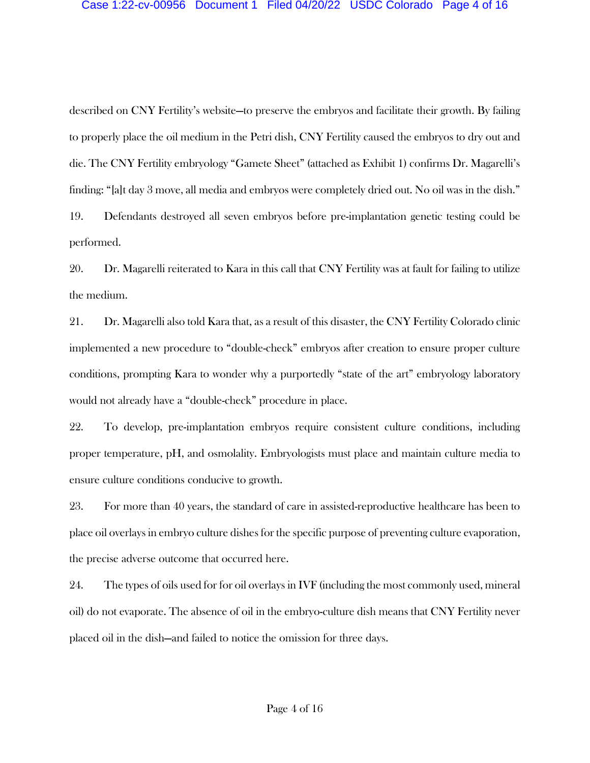described on CNY Fertility's website—to preserve the embryos and facilitate their growth. By failing to properly place the oil medium in the Petri dish, CNY Fertility caused the embryos to dry out and die. The CNY Fertility embryology "Gamete Sheet" (attached as Exhibit 1) confirms Dr. Magarelli's finding: "[a]t day 3 move, all media and embryos were completely dried out. No oil was in the dish."

19. Defendants destroyed all seven embryos before pre-implantation genetic testing could be performed.

20. Dr. Magarelli reiterated to Kara in this call that CNY Fertility was at fault for failing to utilize the medium.

21. Dr. Magarelli also told Kara that, as a result of this disaster, the CNY Fertility Colorado clinic implemented a new procedure to "double-check" embryos after creation to ensure proper culture conditions, prompting Kara to wonder why a purportedly "state of the art" embryology laboratory would not already have a "double-check" procedure in place.

22. To develop, pre-implantation embryos require consistent culture conditions, including proper temperature, pH, and osmolality. Embryologists must place and maintain culture media to ensure culture conditions conducive to growth.

23. For more than 40 years, the standard of care in assisted-reproductive healthcare has been to place oil overlays in embryo culture dishes for the specific purpose of preventing culture evaporation, the precise adverse outcome that occurred here.

24. The types of oils used for for oil overlays in IVF (including the most commonly used, mineral oil) do not evaporate. The absence of oil in the embryo-culture dish means that CNY Fertility never placed oil in the dish—and failed to notice the omission for three days.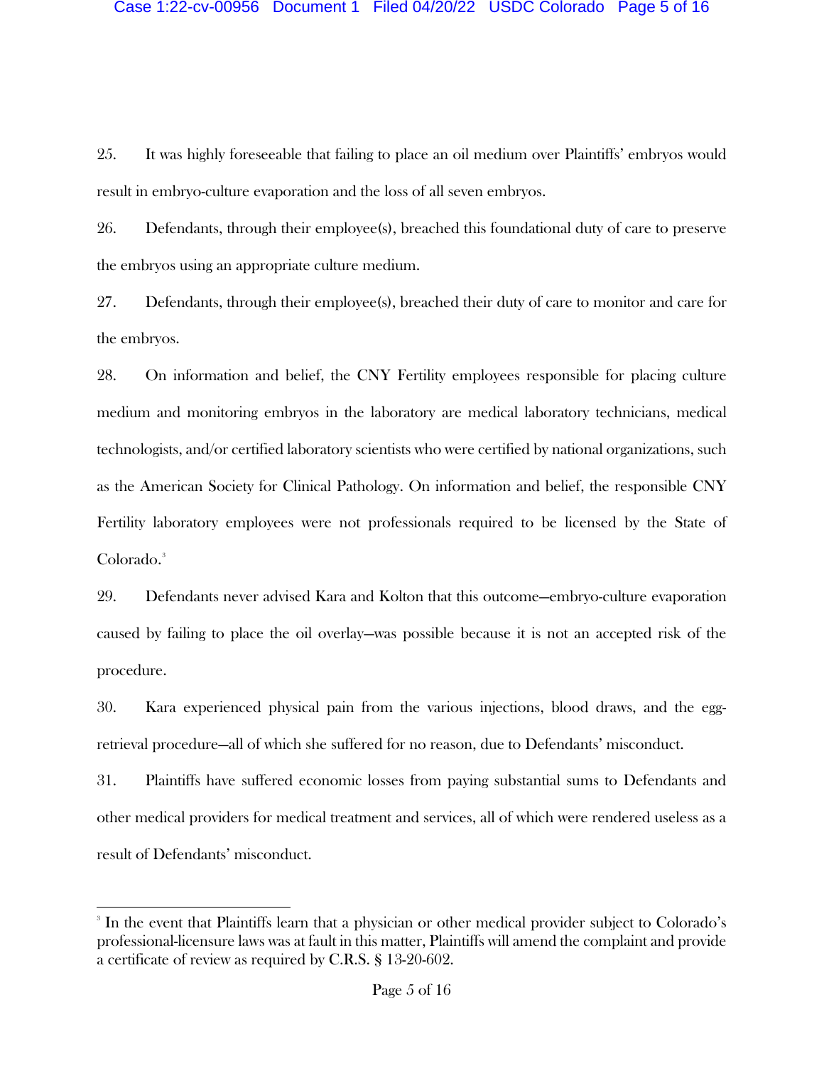25. It was highly foreseeable that failing to place an oil medium over Plaintiffs' embryos would result in embryo-culture evaporation and the loss of all seven embryos.

26. Defendants, through their employee(s), breached this foundational duty of care to preserve the embryos using an appropriate culture medium.

27. Defendants, through their employee(s), breached their duty of care to monitor and care for the embryos.

28. On information and belief, the CNY Fertility employees responsible for placing culture medium and monitoring embryos in the laboratory are medical laboratory technicians, medical technologists, and/or certified laboratory scientists who were certified by national organizations, such as the American Society for Clinical Pathology. On information and belief, the responsible CNY Fertility laboratory employees were not professionals required to be licensed by the State of Colorado.[3]

29. Defendants never advised Kara and Kolton that this outcome—embryo-culture evaporation caused by failing to place the oil overlay—was possible because it is not an accepted risk of the procedure.

30. Kara experienced physical pain from the various injections, blood draws, and the egg-retrieval procedure—all of which she suffered for no reason, due to Defendants' misconduct.

31. Plaintiffs have suffered economic losses from paying substantial sums to Defendants and other medical providers for medical treatment and services, all of which were rendered useless as a result of Defendants' misconduct.

---

[3] In the event that Plaintiffs learn that a physician or other medical provider subject to Colorado's professional-licensure laws was at fault in this matter, Plaintiffs will amend the complaint and provide a certificate of review as required by C.R.S. § 13-20-602.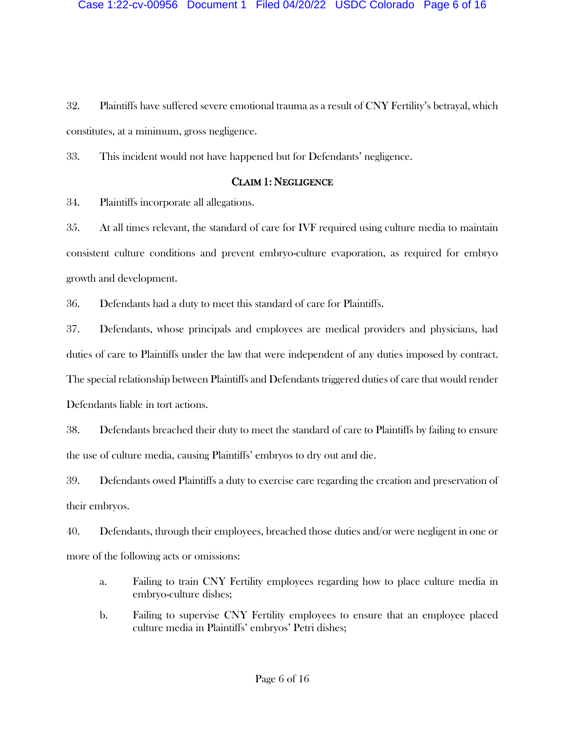32. Plaintiffs have suffered severe emotional trauma as a result of CNY Fertility's betrayal, which constitutes, at a minimum, gross negligence.

33. This incident would not have happened but for Defendants' negligence.

## CLAIM 1: NEGLIGENCE

34. Plaintiffs incorporate all allegations.

35. At all times relevant, the standard of care for IVF required using culture media to maintain consistent culture conditions and prevent embryo-culture evaporation, as required for embryo growth and development.

36. Defendants had a duty to meet this standard of care for Plaintiffs.

37. Defendants, whose principals and employees are medical providers and physicians, had duties of care to Plaintiffs under the law that were independent of any duties imposed by contract. The special relationship between Plaintiffs and Defendants triggered duties of care that would render Defendants liable in tort actions.

38. Defendants breached their duty to meet the standard of care to Plaintiffs by failing to ensure the use of culture media, causing Plaintiffs' embryos to dry out and die.

39. Defendants owed Plaintiffs a duty to exercise care regarding the creation and preservation of their embryos.

40. Defendants, through their employees, breached those duties and/or were negligent in one or more of the following acts or omissions:

   a. Failing to train CNY Fertility employees regarding how to place culture media in embryo-culture dishes;

   b. Failing to supervise CNY Fertility employees to ensure that an employee placed culture media in Plaintiffs' embryos' Petri dishes;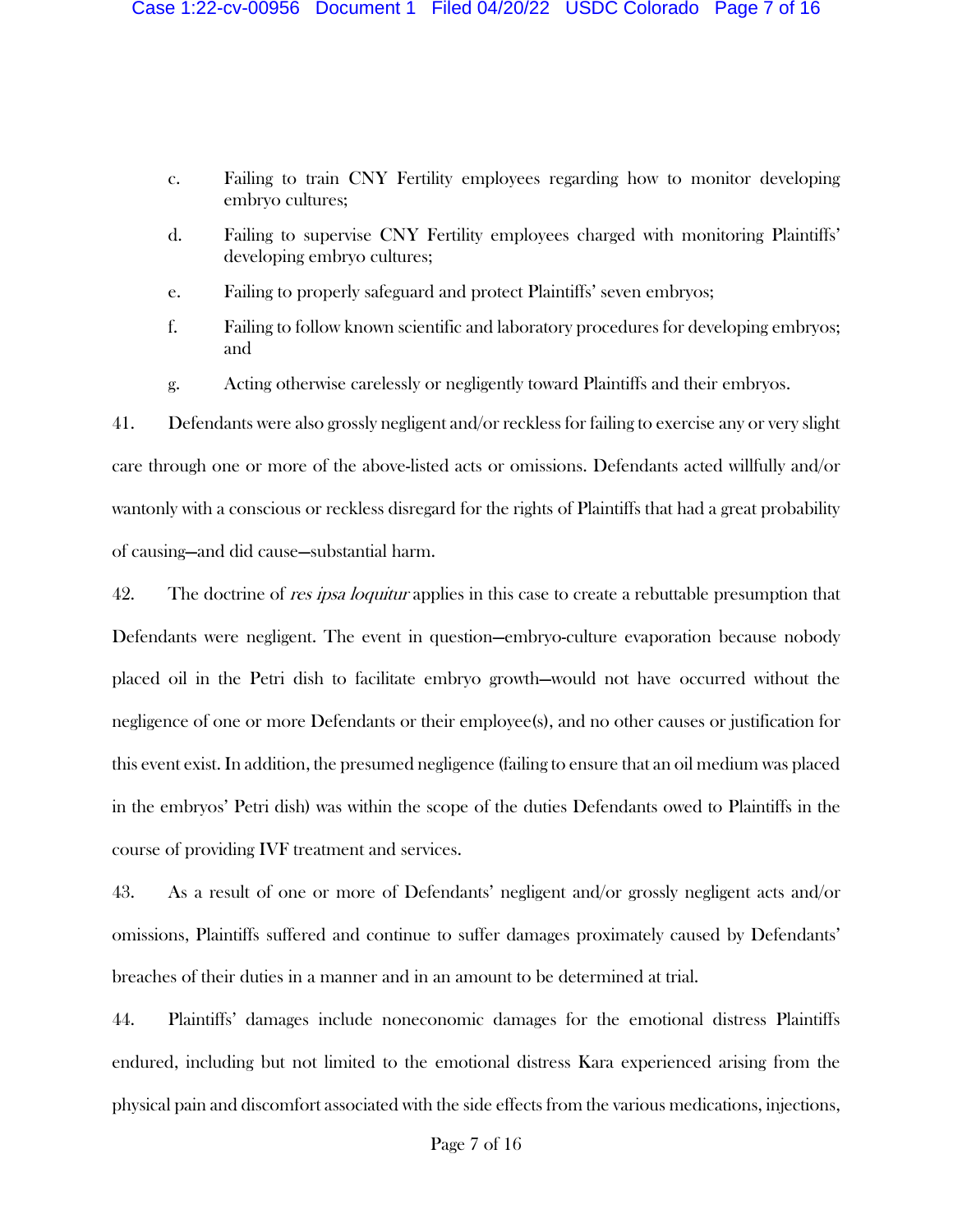c. Failing to train CNY Fertility employees regarding how to monitor developing embryo cultures;

d. Failing to supervise CNY Fertility employees charged with monitoring Plaintiffs' developing embryo cultures;

e. Failing to properly safeguard and protect Plaintiffs' seven embryos;

f. Failing to follow known scientific and laboratory procedures for developing embryos; and

g. Acting otherwise carelessly or negligently toward Plaintiffs and their embryos.

41. Defendants were also grossly negligent and/or reckless for failing to exercise any or very slight care through one or more of the above-listed acts or omissions. Defendants acted willfully and/or wantonly with a conscious or reckless disregard for the rights of Plaintiffs that had a great probability of causing—and did cause—substantial harm.

42. The doctrine of *res ipsa loquitur* applies in this case to create a rebuttable presumption that Defendants were negligent. The event in question—embryo-culture evaporation because nobody placed oil in the Petri dish to facilitate embryo growth—would not have occurred without the negligence of one or more Defendants or their employee(s), and no other causes or justification for this event exist. In addition, the presumed negligence (failing to ensure that an oil medium was placed in the embryos' Petri dish) was within the scope of the duties Defendants owed to Plaintiffs in the course of providing IVF treatment and services.

43. As a result of one or more of Defendants' negligent and/or grossly negligent acts and/or omissions, Plaintiffs suffered and continue to suffer damages proximately caused by Defendants' breaches of their duties in a manner and in an amount to be determined at trial.

44. Plaintiffs' damages include noneconomic damages for the emotional distress Plaintiffs endured, including but not limited to the emotional distress Kara experienced arising from the physical pain and discomfort associated with the side effects from the various medications, injections,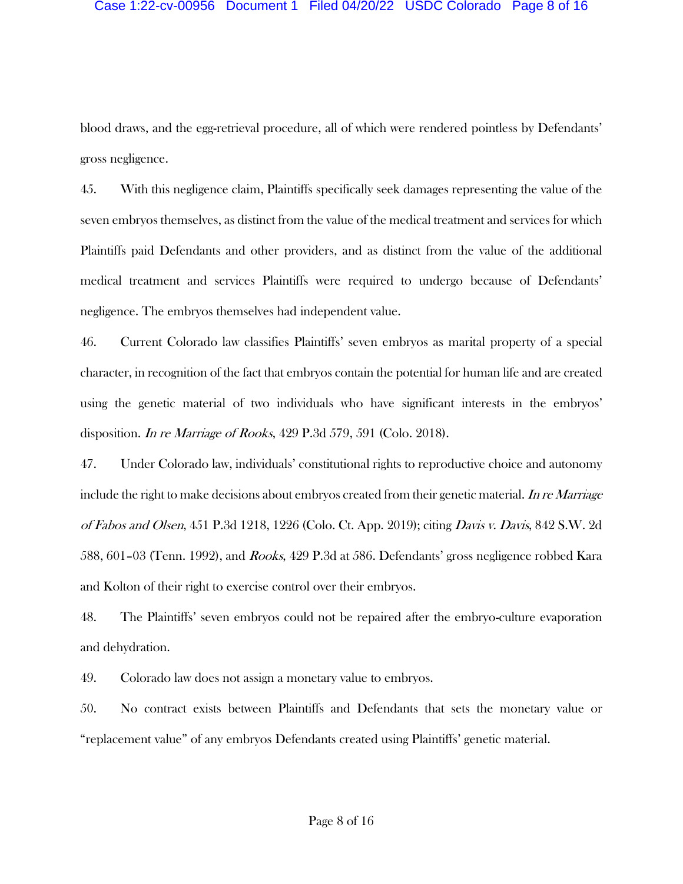blood draws, and the egg-retrieval procedure, all of which were rendered pointless by Defendants' gross negligence.

45. With this negligence claim, Plaintiffs specifically seek damages representing the value of the seven embryos themselves, as distinct from the value of the medical treatment and services for which Plaintiffs paid Defendants and other providers, and as distinct from the value of the additional medical treatment and services Plaintiffs were required to undergo because of Defendants' negligence. The embryos themselves had independent value.

46. Current Colorado law classifies Plaintiffs' seven embryos as marital property of a special character, in recognition of the fact that embryos contain the potential for human life and are created using the genetic material of two individuals who have significant interests in the embryos' disposition. *In re Marriage of Rooks*, 429 P.3d 579, 591 (Colo. 2018).

47. Under Colorado law, individuals' constitutional rights to reproductive choice and autonomy include the right to make decisions about embryos created from their genetic material. *In re Marriage of Fabos and Olsen*, 451 P.3d 1218, 1226 (Colo. Ct. App. 2019); citing *Davis v. Davis*, 842 S.W. 2d 588, 601–03 (Tenn. 1992), and *Rooks*, 429 P.3d at 586. Defendants' gross negligence robbed Kara and Kolton of their right to exercise control over their embryos.

48. The Plaintiffs' seven embryos could not be repaired after the embryo-culture evaporation and dehydration.

49. Colorado law does not assign a monetary value to embryos.

50. No contract exists between Plaintiffs and Defendants that sets the monetary value or "replacement value" of any embryos Defendants created using Plaintiffs' genetic material.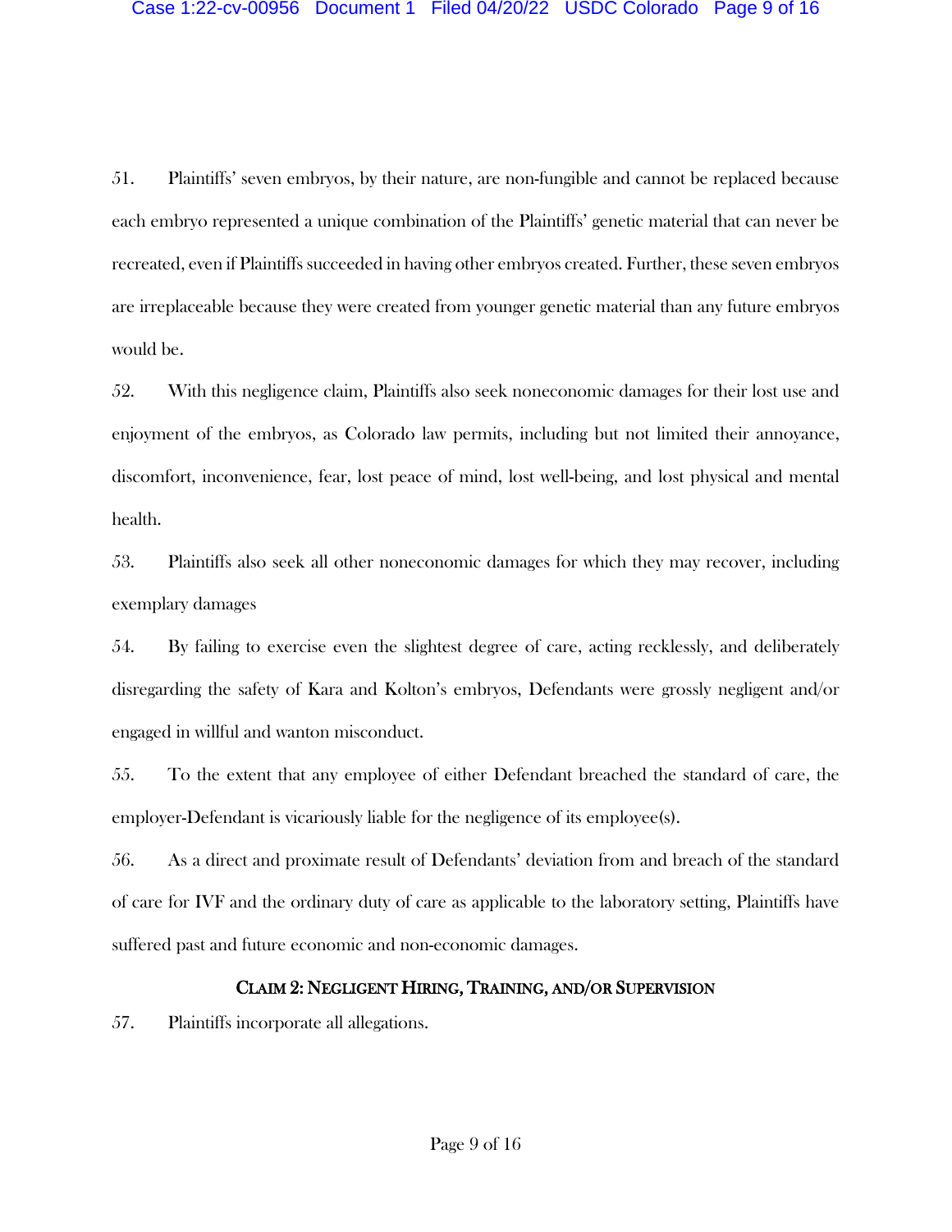51. Plaintiffs' seven embryos, by their nature, are non-fungible and cannot be replaced because each embryo represented a unique combination of the Plaintiffs' genetic material that can never be recreated, even if Plaintiffs succeeded in having other embryos created. Further, these seven embryos are irreplaceable because they were created from younger genetic material than any future embryos would be.

52. With this negligence claim, Plaintiffs also seek noneconomic damages for their lost use and enjoyment of the embryos, as Colorado law permits, including but not limited their annoyance, discomfort, inconvenience, fear, lost peace of mind, lost well-being, and lost physical and mental health.

53. Plaintiffs also seek all other noneconomic damages for which they may recover, including exemplary damages

54. By failing to exercise even the slightest degree of care, acting recklessly, and deliberately disregarding the safety of Kara and Kolton's embryos, Defendants were grossly negligent and/or engaged in willful and wanton misconduct.

55. To the extent that any employee of either Defendant breached the standard of care, the employer-Defendant is vicariously liable for the negligence of its employee(s).

56. As a direct and proximate result of Defendants' deviation from and breach of the standard of care for IVF and the ordinary duty of care as applicable to the laboratory setting, Plaintiffs have suffered past and future economic and non-economic damages.

## CLAIM 2: NEGLIGENT HIRING, TRAINING, AND/OR SUPERVISION

57. Plaintiffs incorporate all allegations.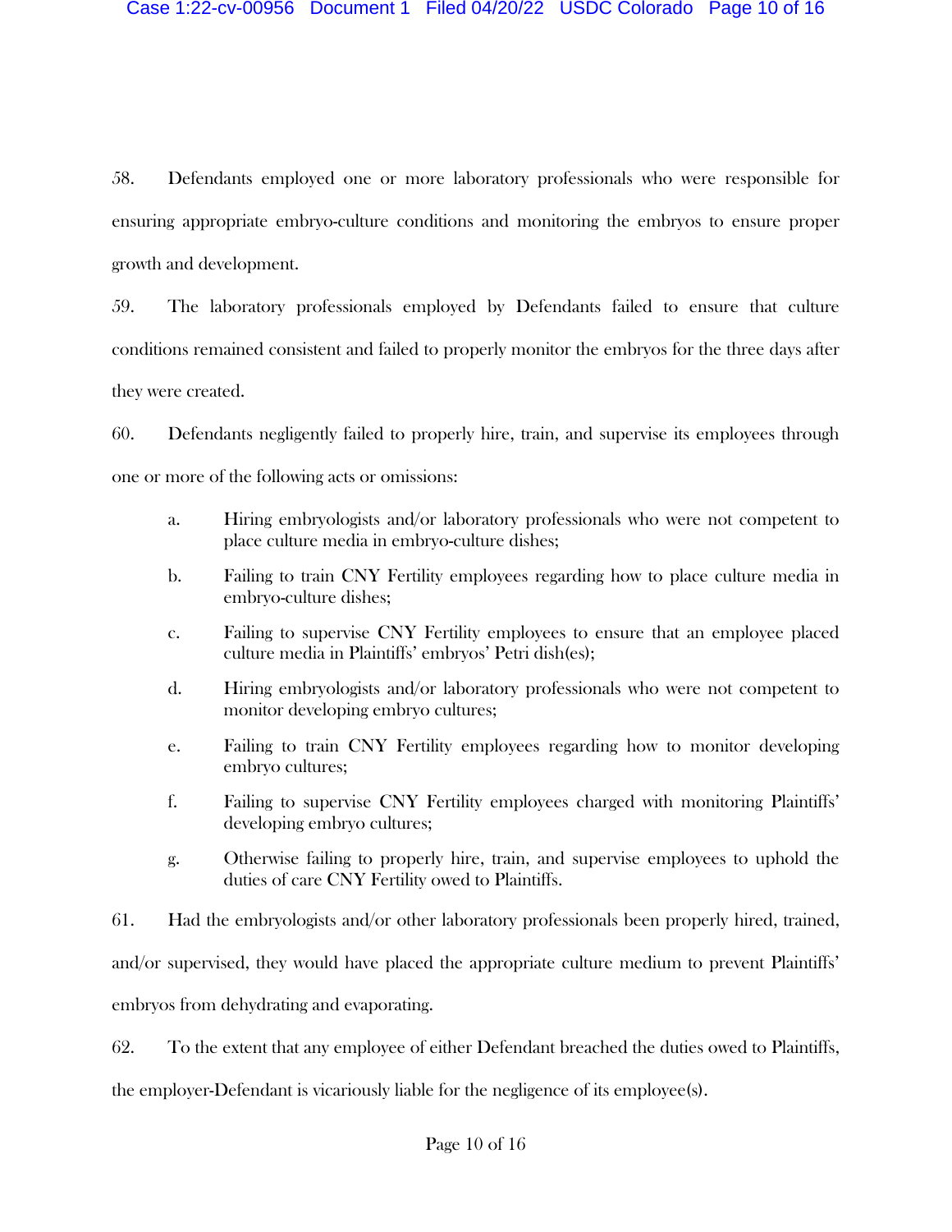58. Defendants employed one or more laboratory professionals who were responsible for ensuring appropriate embryo-culture conditions and monitoring the embryos to ensure proper growth and development.

59. The laboratory professionals employed by Defendants failed to ensure that culture conditions remained consistent and failed to properly monitor the embryos for the three days after they were created.

60. Defendants negligently failed to properly hire, train, and supervise its employees through one or more of the following acts or omissions:

   a. Hiring embryologists and/or laboratory professionals who were not competent to place culture media in embryo-culture dishes;

   b. Failing to train CNY Fertility employees regarding how to place culture media in embryo-culture dishes;

   c. Failing to supervise CNY Fertility employees to ensure that an employee placed culture media in Plaintiffs' embryos' Petri dish(es);

   d. Hiring embryologists and/or laboratory professionals who were not competent to monitor developing embryo cultures;

   e. Failing to train CNY Fertility employees regarding how to monitor developing embryo cultures;

   f. Failing to supervise CNY Fertility employees charged with monitoring Plaintiffs' developing embryo cultures;

   g. Otherwise failing to properly hire, train, and supervise employees to uphold the duties of care CNY Fertility owed to Plaintiffs.

61. Had the embryologists and/or other laboratory professionals been properly hired, trained, and/or supervised, they would have placed the appropriate culture medium to prevent Plaintiffs' embryos from dehydrating and evaporating.

62. To the extent that any employee of either Defendant breached the duties owed to Plaintiffs, the employer-Defendant is vicariously liable for the negligence of its employee(s).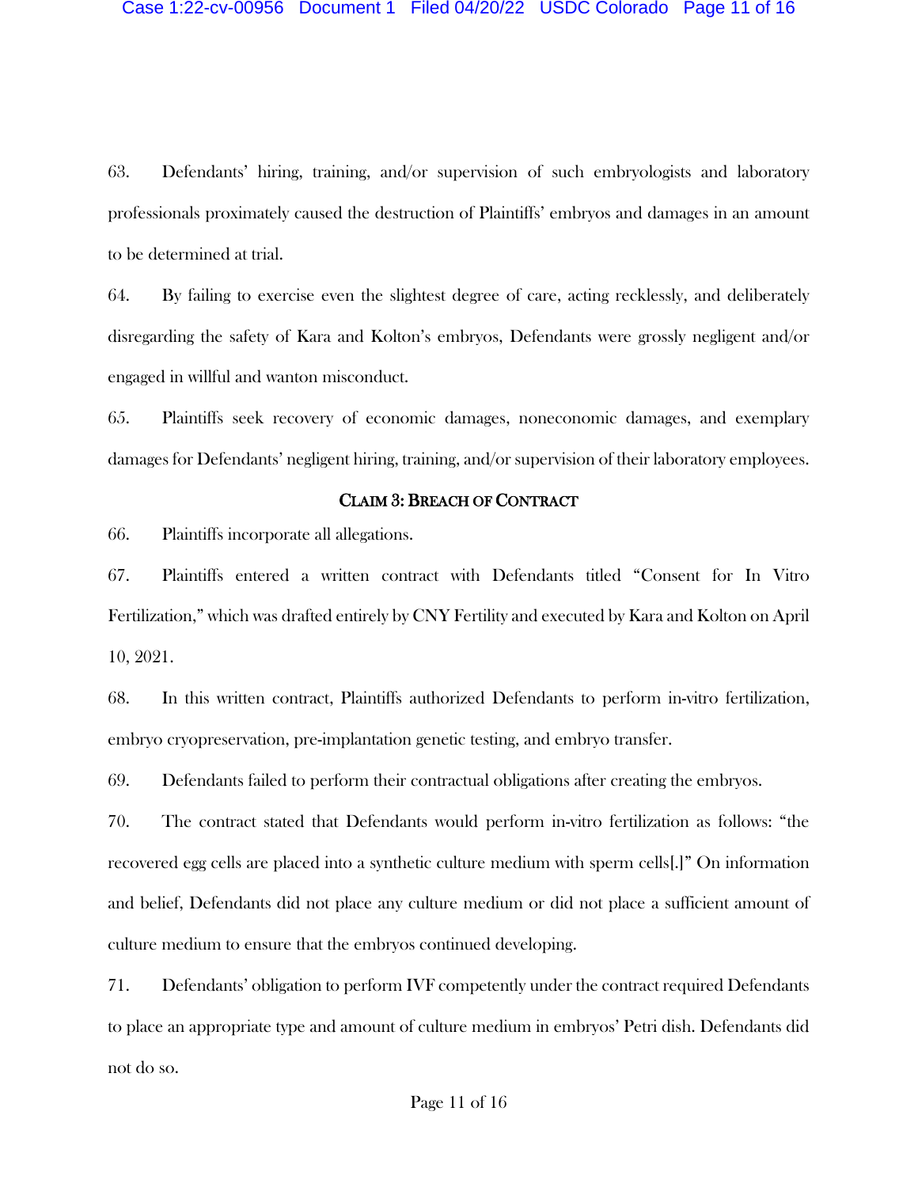63. Defendants' hiring, training, and/or supervision of such embryologists and laboratory professionals proximately caused the destruction of Plaintiffs' embryos and damages in an amount to be determined at trial.

64. By failing to exercise even the slightest degree of care, acting recklessly, and deliberately disregarding the safety of Kara and Kolton's embryos, Defendants were grossly negligent and/or engaged in willful and wanton misconduct.

65. Plaintiffs seek recovery of economic damages, noneconomic damages, and exemplary damages for Defendants' negligent hiring, training, and/or supervision of their laboratory employees.

## CLAIM 3: BREACH OF CONTRACT

66. Plaintiffs incorporate all allegations.

67. Plaintiffs entered a written contract with Defendants titled "Consent for In Vitro Fertilization," which was drafted entirely by CNY Fertility and executed by Kara and Kolton on April 10, 2021.

68. In this written contract, Plaintiffs authorized Defendants to perform in-vitro fertilization, embryo cryopreservation, pre-implantation genetic testing, and embryo transfer.

69. Defendants failed to perform their contractual obligations after creating the embryos.

70. The contract stated that Defendants would perform in-vitro fertilization as follows: "the recovered egg cells are placed into a synthetic culture medium with sperm cells[.]" On information and belief, Defendants did not place any culture medium or did not place a sufficient amount of culture medium to ensure that the embryos continued developing.

71. Defendants' obligation to perform IVF competently under the contract required Defendants to place an appropriate type and amount of culture medium in embryos' Petri dish. Defendants did not do so.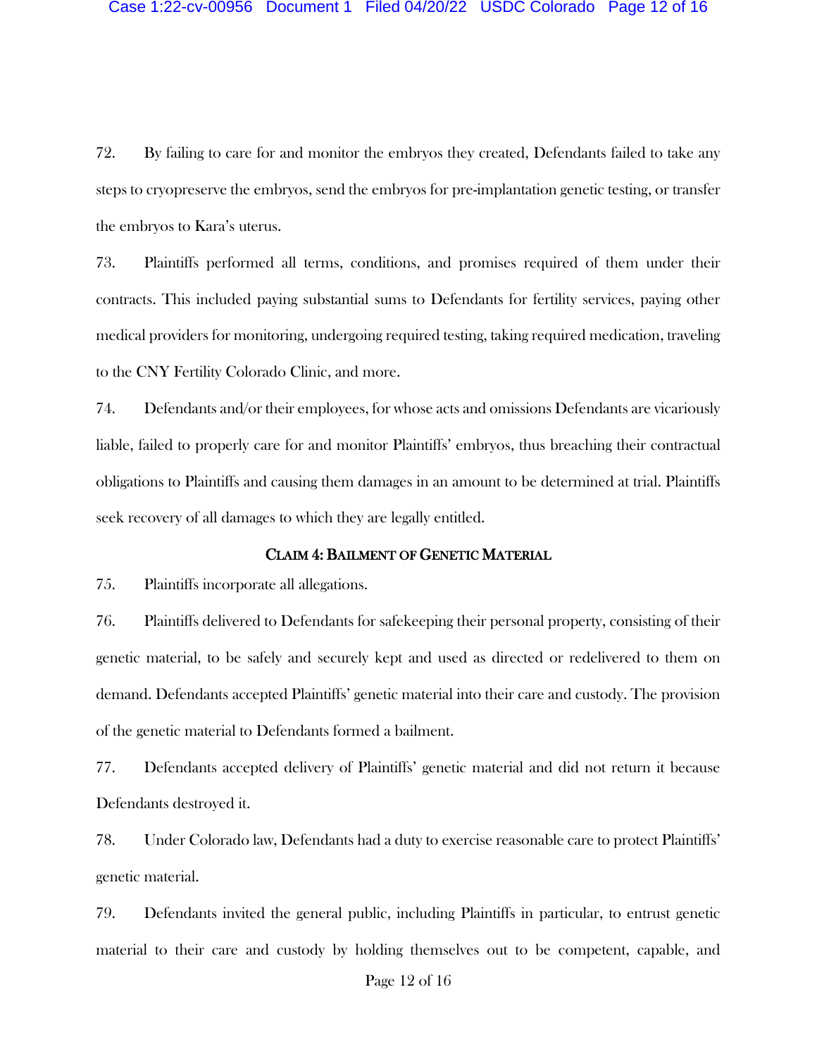72. By failing to care for and monitor the embryos they created, Defendants failed to take any steps to cryopreserve the embryos, send the embryos for pre-implantation genetic testing, or transfer the embryos to Kara's uterus.

73. Plaintiffs performed all terms, conditions, and promises required of them under their contracts. This included paying substantial sums to Defendants for fertility services, paying other medical providers for monitoring, undergoing required testing, taking required medication, traveling to the CNY Fertility Colorado Clinic, and more.

74. Defendants and/or their employees, for whose acts and omissions Defendants are vicariously liable, failed to properly care for and monitor Plaintiffs' embryos, thus breaching their contractual obligations to Plaintiffs and causing them damages in an amount to be determined at trial. Plaintiffs seek recovery of all damages to which they are legally entitled.

## CLAIM 4: BAILMENT OF GENETIC MATERIAL

75. Plaintiffs incorporate all allegations.

76. Plaintiffs delivered to Defendants for safekeeping their personal property, consisting of their genetic material, to be safely and securely kept and used as directed or redelivered to them on demand. Defendants accepted Plaintiffs' genetic material into their care and custody. The provision of the genetic material to Defendants formed a bailment.

77. Defendants accepted delivery of Plaintiffs' genetic material and did not return it because Defendants destroyed it.

78. Under Colorado law, Defendants had a duty to exercise reasonable care to protect Plaintiffs' genetic material.

79. Defendants invited the general public, including Plaintiffs in particular, to entrust genetic material to their care and custody by holding themselves out to be competent, capable, and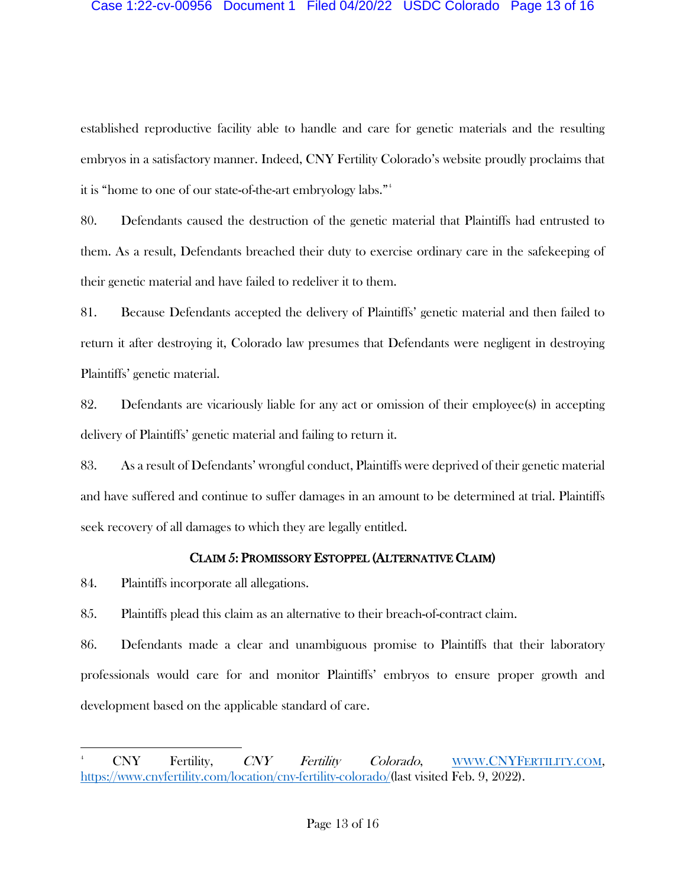established reproductive facility able to handle and care for genetic materials and the resulting embryos in a satisfactory manner. Indeed, CNY Fertility Colorado's website proudly proclaims that it is "home to one of our state-of-the-art embryology labs."[4]

80. Defendants caused the destruction of the genetic material that Plaintiffs had entrusted to them. As a result, Defendants breached their duty to exercise ordinary care in the safekeeping of their genetic material and have failed to redeliver it to them.

81. Because Defendants accepted the delivery of Plaintiffs' genetic material and then failed to return it after destroying it, Colorado law presumes that Defendants were negligent in destroying Plaintiffs' genetic material.

82. Defendants are vicariously liable for any act or omission of their employee(s) in accepting delivery of Plaintiffs' genetic material and failing to return it.

83. As a result of Defendants' wrongful conduct, Plaintiffs were deprived of their genetic material and have suffered and continue to suffer damages in an amount to be determined at trial. Plaintiffs seek recovery of all damages to which they are legally entitled.

## CLAIM 5: PROMISSORY ESTOPPEL (ALTERNATIVE CLAIM)

84. Plaintiffs incorporate all allegations.

85. Plaintiffs plead this claim as an alternative to their breach-of-contract claim.

86. Defendants made a clear and unambiguous promise to Plaintiffs that their laboratory professionals would care for and monitor Plaintiffs' embryos to ensure proper growth and development based on the applicable standard of care.

---

[4] CNY Fertility, *CNY Fertility Colorado*, WWW.CNYFERTILITY.COM, https://www.cnyfertility.com/location/cny-fertility-colorado/(last visited Feb. 9, 2022).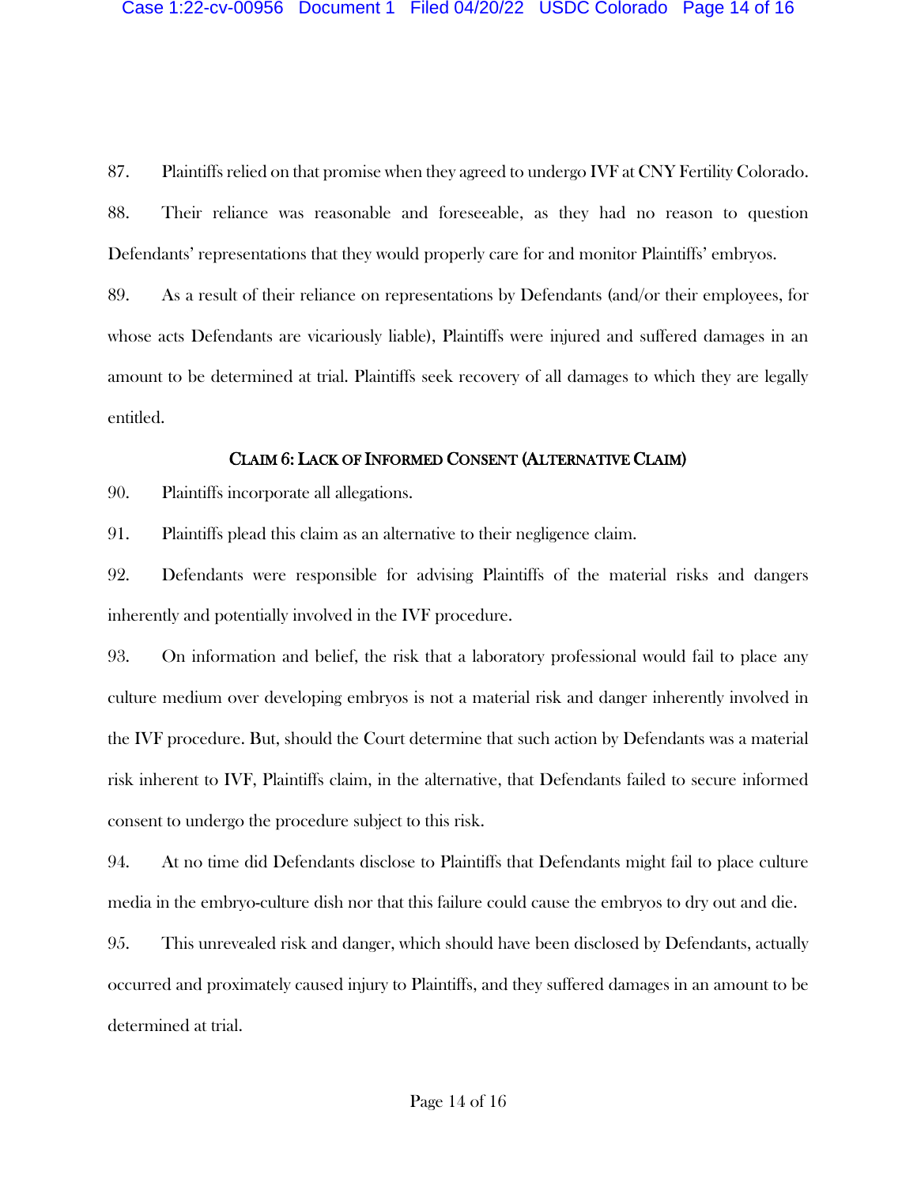87. Plaintiffs relied on that promise when they agreed to undergo IVF at CNY Fertility Colorado.

88. Their reliance was reasonable and foreseeable, as they had no reason to question Defendants' representations that they would properly care for and monitor Plaintiffs' embryos.

89. As a result of their reliance on representations by Defendants (and/or their employees, for whose acts Defendants are vicariously liable), Plaintiffs were injured and suffered damages in an amount to be determined at trial. Plaintiffs seek recovery of all damages to which they are legally entitled.

## CLAIM 6: LACK OF INFORMED CONSENT (ALTERNATIVE CLAIM)

90. Plaintiffs incorporate all allegations.

91. Plaintiffs plead this claim as an alternative to their negligence claim.

92. Defendants were responsible for advising Plaintiffs of the material risks and dangers inherently and potentially involved in the IVF procedure.

93. On information and belief, the risk that a laboratory professional would fail to place any culture medium over developing embryos is not a material risk and danger inherently involved in the IVF procedure. But, should the Court determine that such action by Defendants was a material risk inherent to IVF, Plaintiffs claim, in the alternative, that Defendants failed to secure informed consent to undergo the procedure subject to this risk.

94. At no time did Defendants disclose to Plaintiffs that Defendants might fail to place culture media in the embryo-culture dish nor that this failure could cause the embryos to dry out and die.

95. This unrevealed risk and danger, which should have been disclosed by Defendants, actually occurred and proximately caused injury to Plaintiffs, and they suffered damages in an amount to be determined at trial.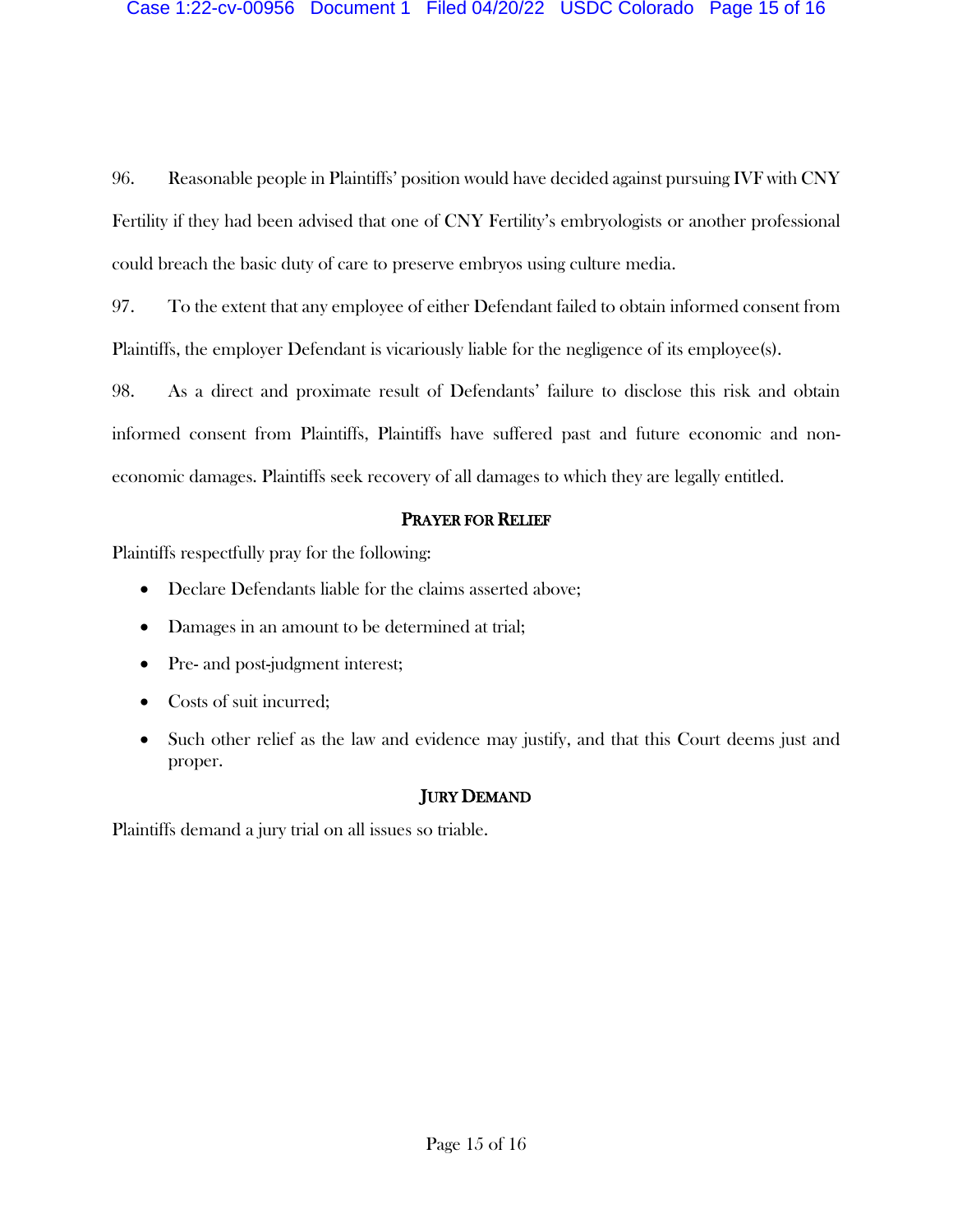96. Reasonable people in Plaintiffs' position would have decided against pursuing IVF with CNY Fertility if they had been advised that one of CNY Fertility's embryologists or another professional could breach the basic duty of care to preserve embryos using culture media.

97. To the extent that any employee of either Defendant failed to obtain informed consent from Plaintiffs, the employer Defendant is vicariously liable for the negligence of its employee(s).

98. As a direct and proximate result of Defendants' failure to disclose this risk and obtain informed consent from Plaintiffs, Plaintiffs have suffered past and future economic and non-economic damages. Plaintiffs seek recovery of all damages to which they are legally entitled.

## PRAYER FOR RELIEF

Plaintiffs respectfully pray for the following:

- Declare Defendants liable for the claims asserted above;
- Damages in an amount to be determined at trial;
- Pre- and post-judgment interest;
- Costs of suit incurred;
- Such other relief as the law and evidence may justify, and that this Court deems just and proper.

## JURY DEMAND

Plaintiffs demand a jury trial on all issues so triable.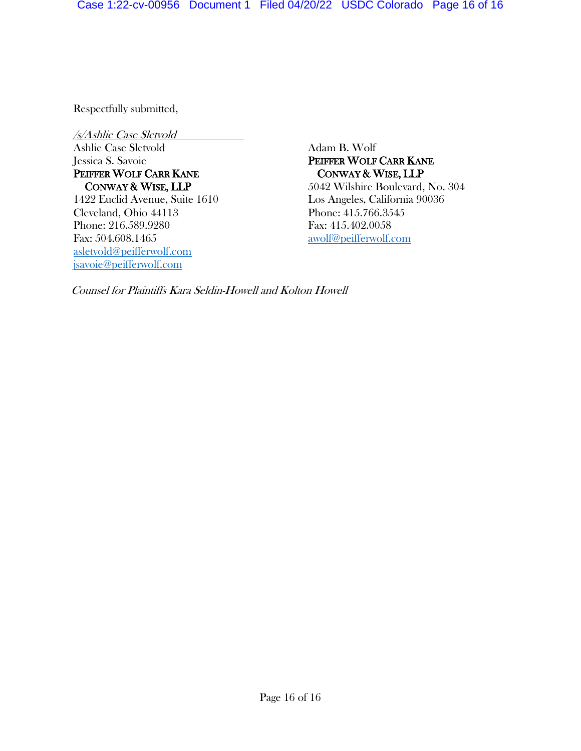Respectfully submitted,

*/s/Ashlie Case Sletvold*

Ashlie Case Sletvold
Jessica S. Savoie
**PEIFFER WOLF CARR KANE CONWAY & WISE, LLP**
1422 Euclid Avenue, Suite 1610
Cleveland, Ohio 44113
Phone: 216.589.9280
Fax: 504.608.1465
asletvold@peifferwolf.com
jsavoie@peifferwolf.com

Adam B. Wolf
**PEIFFER WOLF CARR KANE CONWAY & WISE, LLP**
5042 Wilshire Boulevard, No. 304
Los Angeles, California 90036
Phone: 415.766.3545
Fax: 415.402.0058
awolf@peifferwolf.com

*Counsel for Plaintiffs Kara Seldin-Howell and Kolton Howell*